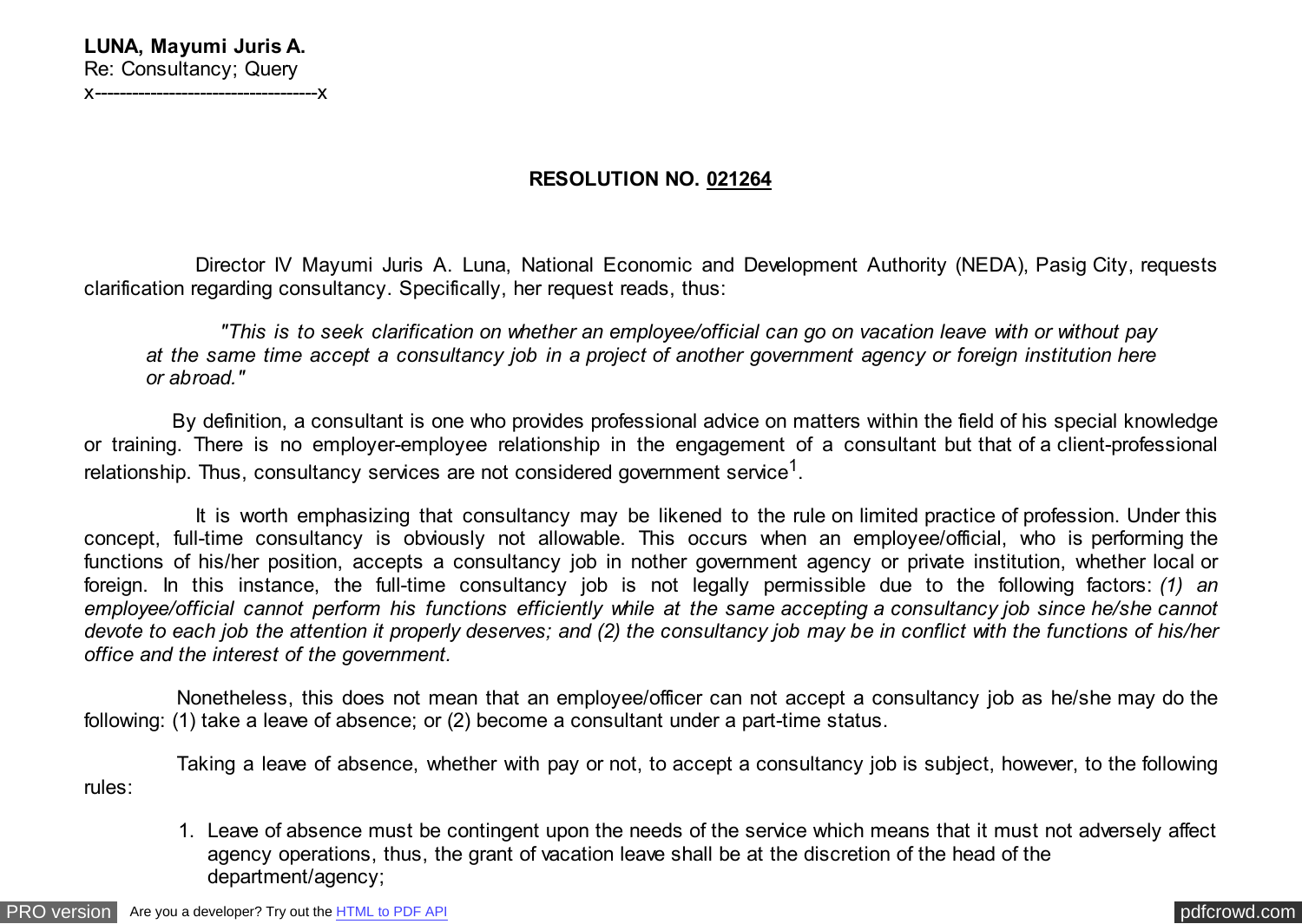**LUNA, Mayumi Juris A.**
Re: Consultancy; Query
x------------------------------------x

**RESOLUTION NO. 021264**

Director IV Mayumi Juris A. Luna, National Economic and Development Authority (NEDA), Pasig City, requests clarification regarding consultancy. Specifically, her request reads, thus:

> *"This is to seek clarification on whether an employee/official can go on vacation leave with or without pay at the same time accept a consultancy job in a project of another government agency or foreign institution here or abroad."*

By definition, a consultant is one who provides professional advice on matters within the field of his special knowledge or training. There is no employer-employee relationship in the engagement of a consultant but that of a client-professional relationship. Thus, consultancy services are not considered government service[1].

It is worth emphasizing that consultancy may be likened to the rule on limited practice of profession. Under this concept, full-time consultancy is obviously not allowable. This occurs when an employee/official, who is performing the functions of his/her position, accepts a consultancy job in nother government agency or private institution, whether local or foreign. In this instance, the full-time consultancy job is not legally permissible due to the following factors: *(1) an employee/official cannot perform his functions efficiently while at the same accepting a consultancy job since he/she cannot devote to each job the attention it properly deserves; and (2) the consultancy job may be in conflict with the functions of his/her office and the interest of the government.*

Nonetheless, this does not mean that an employee/officer can not accept a consultancy job as he/she may do the following: (1) take a leave of absence; or (2) become a consultant under a part-time status.

Taking a leave of absence, whether with pay or not, to accept a consultancy job is subject, however, to the following rules:

1. Leave of absence must be contingent upon the needs of the service which means that it must not adversely affect agency operations, thus, the grant of vacation leave shall be at the discretion of the head of the department/agency;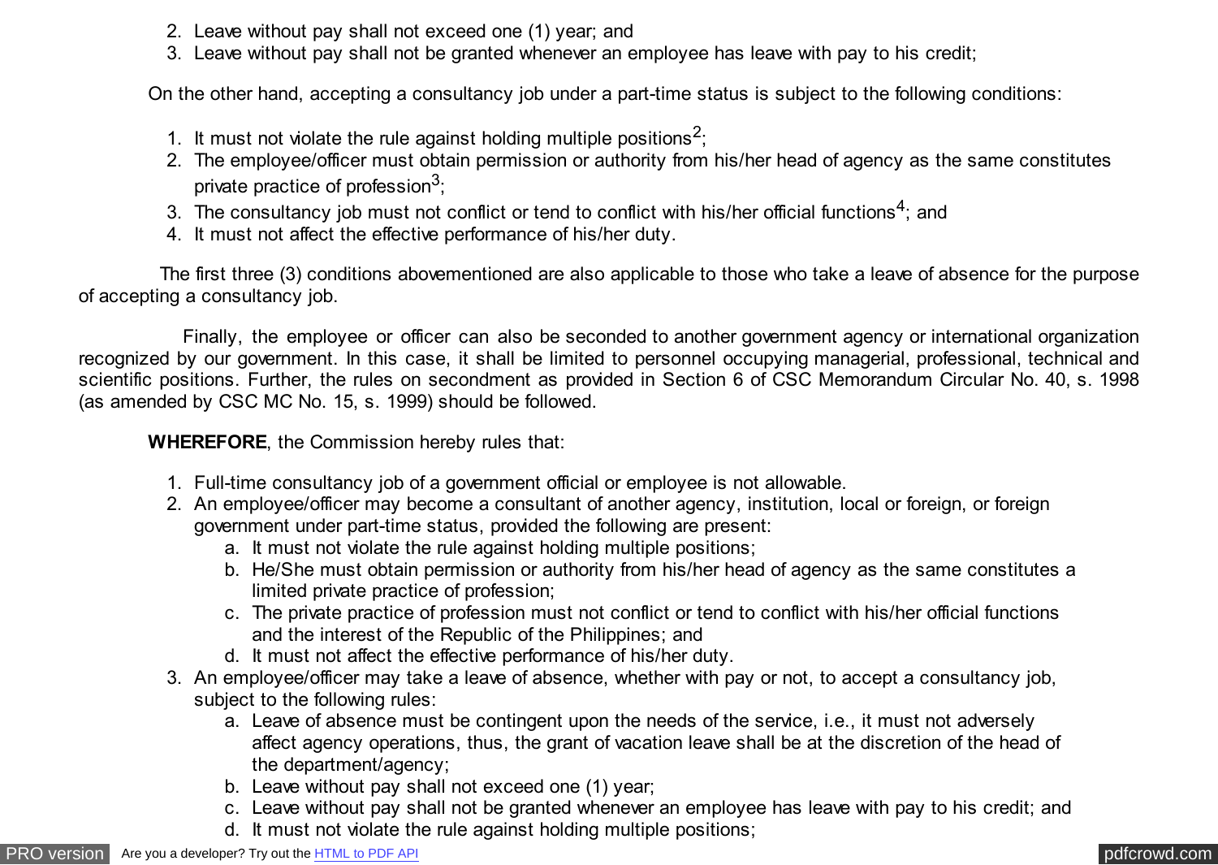2. Leave without pay shall not exceed one (1) year; and
3. Leave without pay shall not be granted whenever an employee has leave with pay to his credit;

On the other hand, accepting a consultancy job under a part-time status is subject to the following conditions:

1. It must not violate the rule against holding multiple positions[2];
2. The employee/officer must obtain permission or authority from his/her head of agency as the same constitutes private practice of profession[3];
3. The consultancy job must not conflict or tend to conflict with his/her official functions[4]; and
4. It must not affect the effective performance of his/her duty.

The first three (3) conditions abovementioned are also applicable to those who take a leave of absence for the purpose of accepting a consultancy job.

Finally, the employee or officer can also be seconded to another government agency or international organization recognized by our government. In this case, it shall be limited to personnel occupying managerial, professional, technical and scientific positions. Further, the rules on secondment as provided in Section 6 of CSC Memorandum Circular No. 40, s. 1998 (as amended by CSC MC No. 15, s. 1999) should be followed.

**WHEREFORE**, the Commission hereby rules that:

1. Full-time consultancy job of a government official or employee is not allowable.
2. An employee/officer may become a consultant of another agency, institution, local or foreign, or foreign government under part-time status, provided the following are present:
   a. It must not violate the rule against holding multiple positions;
   b. He/She must obtain permission or authority from his/her head of agency as the same constitutes a limited private practice of profession;
   c. The private practice of profession must not conflict or tend to conflict with his/her official functions and the interest of the Republic of the Philippines; and
   d. It must not affect the effective performance of his/her duty.
3. An employee/officer may take a leave of absence, whether with pay or not, to accept a consultancy job, subject to the following rules:
   a. Leave of absence must be contingent upon the needs of the service, i.e., it must not adversely affect agency operations, thus, the grant of vacation leave shall be at the discretion of the head of the department/agency;
   b. Leave without pay shall not exceed one (1) year;
   c. Leave without pay shall not be granted whenever an employee has leave with pay to his credit; and
   d. It must not violate the rule against holding multiple positions;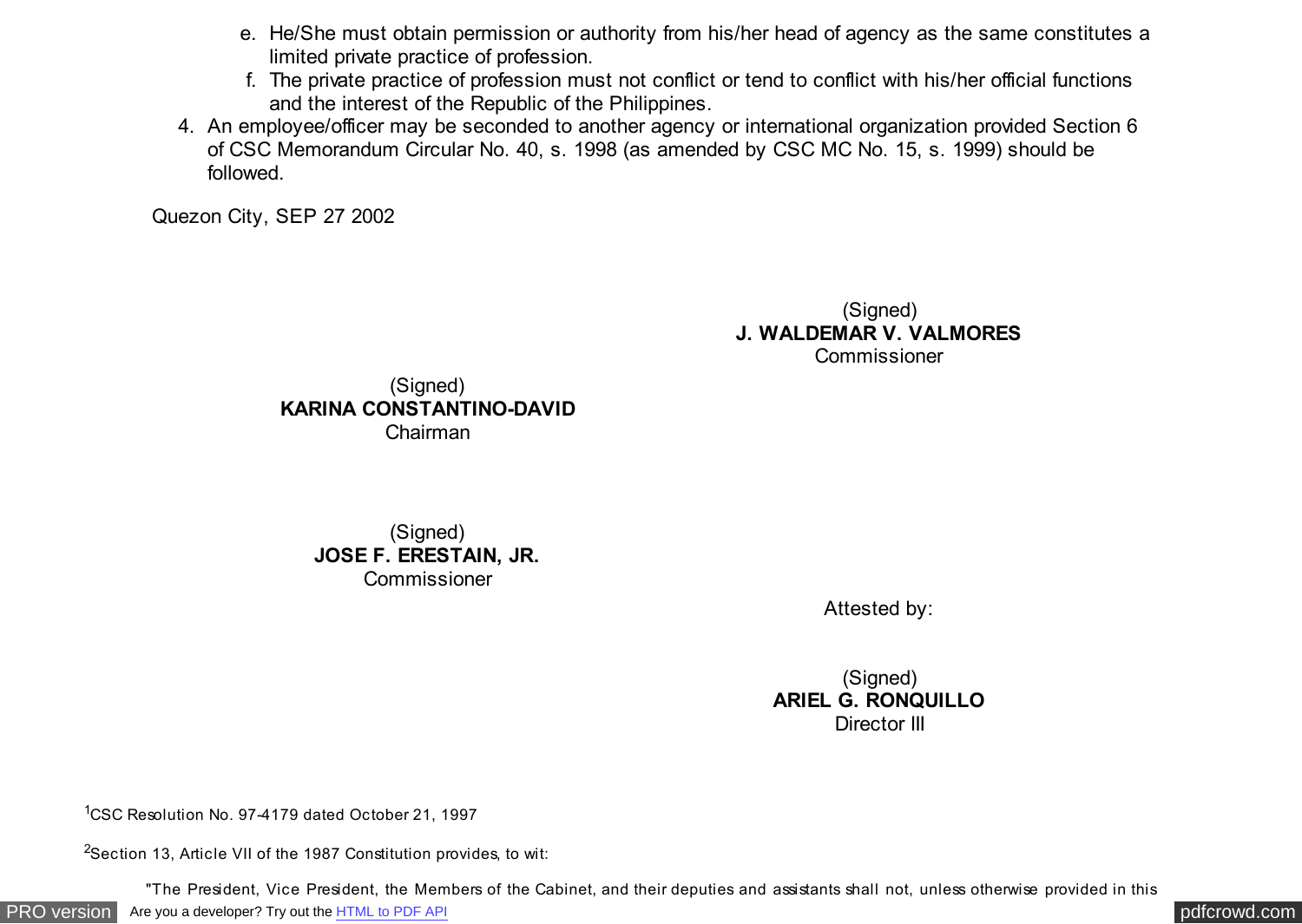e. He/She must obtain permission or authority from his/her head of agency as the same constitutes a limited private practice of profession.
f. The private practice of profession must not conflict or tend to conflict with his/her official functions and the interest of the Republic of the Philippines.

4. An employee/officer may be seconded to another agency or international organization provided Section 6 of CSC Memorandum Circular No. 40, s. 1998 (as amended by CSC MC No. 15, s. 1999) should be followed.

Quezon City, SEP 27 2002

(Signed)
**J. WALDEMAR V. VALMORES**
Commissioner

(Signed)
**KARINA CONSTANTINO-DAVID**
Chairman

(Signed)
**JOSE F. ERESTAIN, JR.**
Commissioner

Attested by:

(Signed)
**ARIEL G. RONQUILLO**
Director III

[1]CSC Resolution No. 97-4179 dated October 21, 1997

[2]Section 13, Article VII of the 1987 Constitution provides, to wit:

"The President, Vice President, the Members of the Cabinet, and their deputies and assistants shall not, unless otherwise provided in this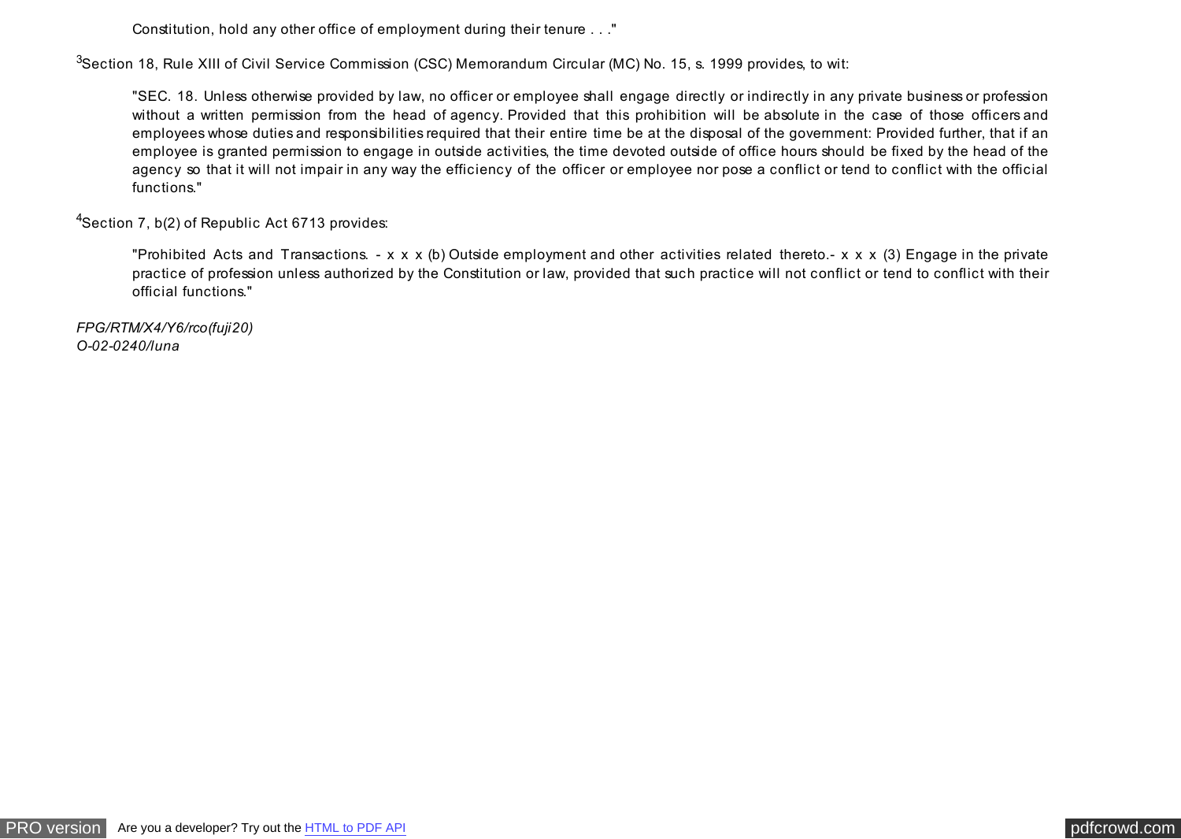Constitution, hold any other office of employment during their tenure . . ."

[3]Section 18, Rule XIII of Civil Service Commission (CSC) Memorandum Circular (MC) No. 15, s. 1999 provides, to wit:

> "SEC. 18. Unless otherwise provided by law, no officer or employee shall engage directly or indirectly in any private business or profession without a written permission from the head of agency. Provided that this prohibition will be absolute in the case of those officers and employees whose duties and responsibilities required that their entire time be at the disposal of the government: Provided further, that if an employee is granted permission to engage in outside activities, the time devoted outside of office hours should be fixed by the head of the agency so that it will not impair in any way the efficiency of the officer or employee nor pose a conflict or tend to conflict with the official functions."

[4]Section 7, b(2) of Republic Act 6713 provides:

> "Prohibited Acts and Transactions. - x x x (b) Outside employment and other activities related thereto.- x x x (3) Engage in the private practice of profession unless authorized by the Constitution or law, provided that such practice will not conflict or tend to conflict with their official functions."

*FPG/RTM/X4/Y6/rco(fuji20)*
*O-02-0240/luna*